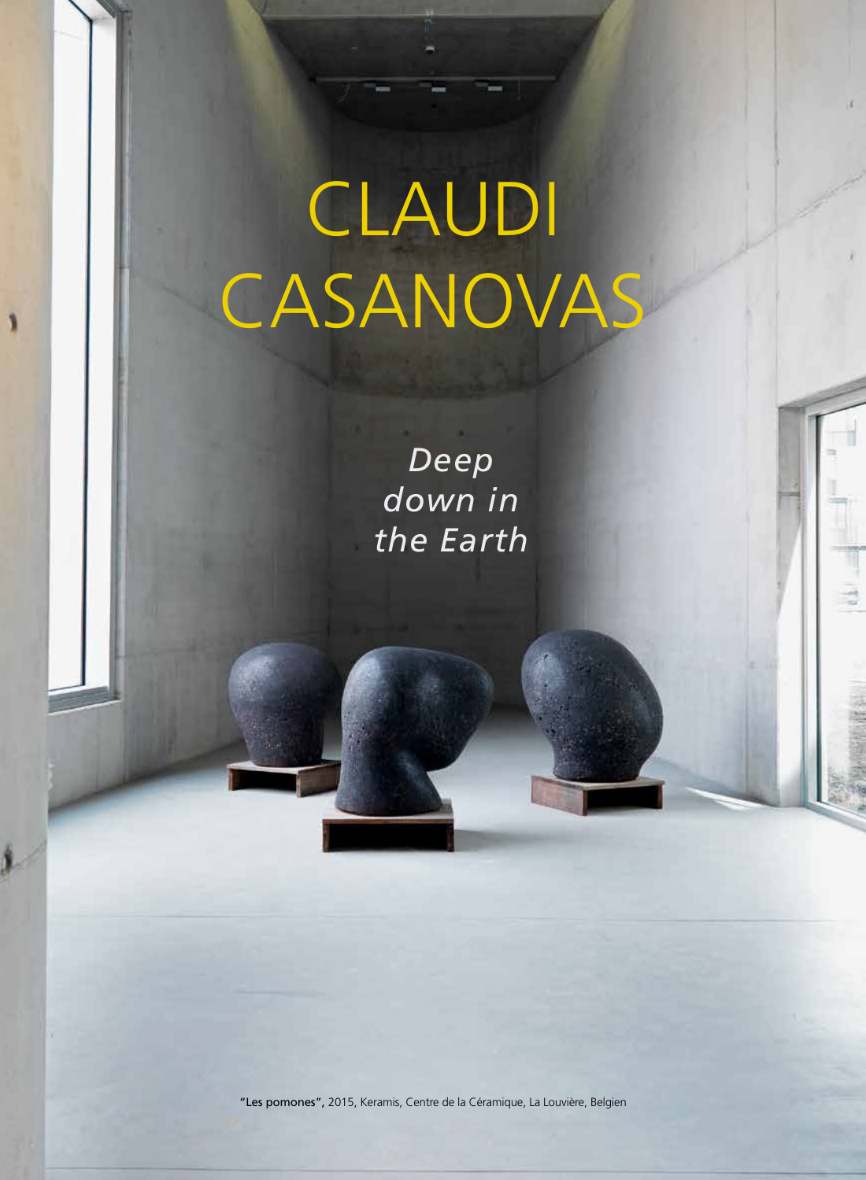# CLAUDI CASANOVAS

*Deep down in the Earth*

**"Les pomones",** 2015, Keramis, Centre de la Céramique, La Louvière, Belgien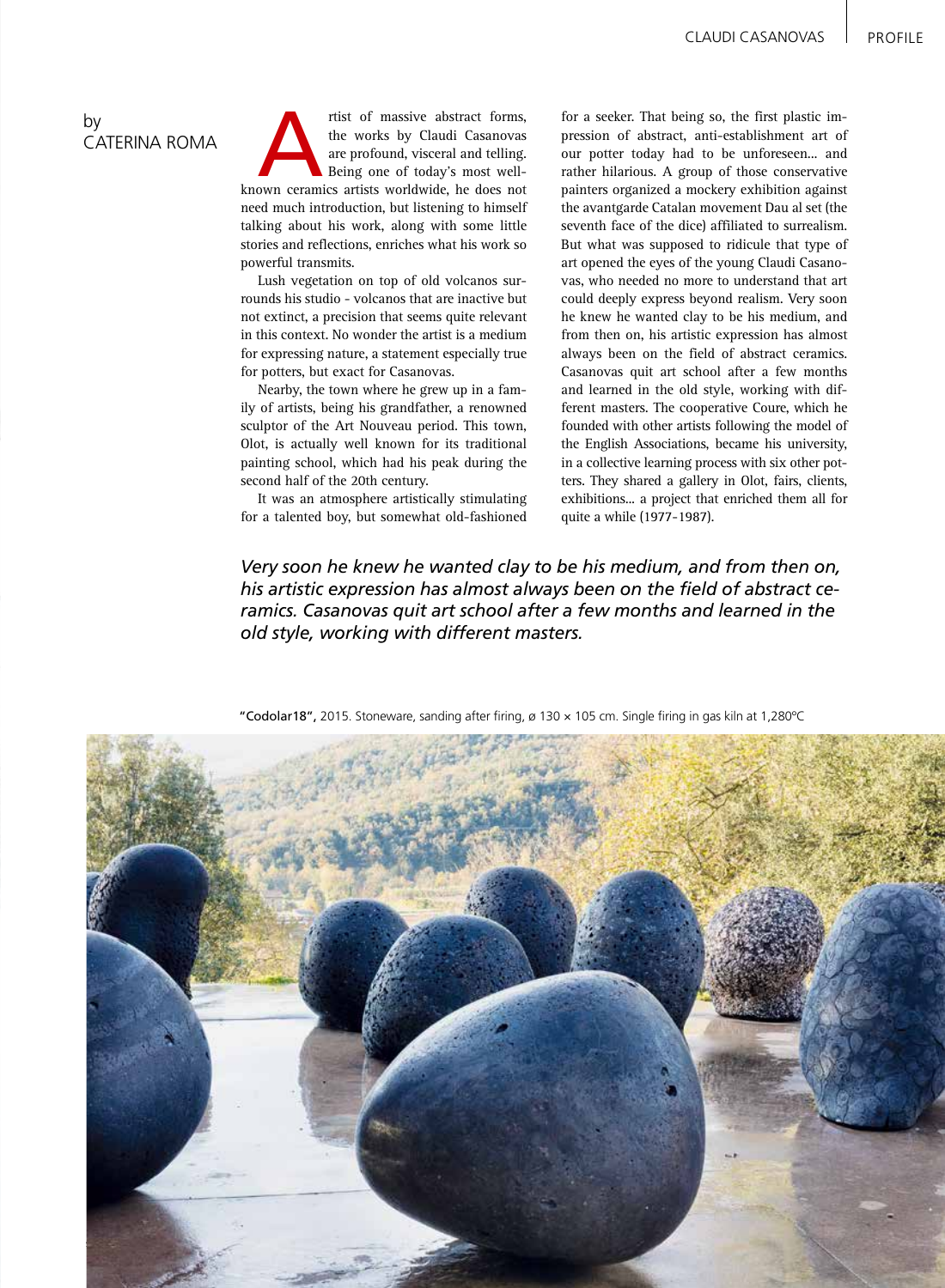by
CATERINA ROMA

Artist of massive abstract forms, the works by Claudi Casanovas are profound, visceral and telling. Being one of today's most well-known ceramics artists worldwide, he does not need much introduction, but listening to himself talking about his work, along with some little stories and reflections, enriches what his work so powerful transmits.

Lush vegetation on top of old volcanos surrounds his studio - volcanos that are inactive but not extinct, a precision that seems quite relevant in this context. No wonder the artist is a medium for expressing nature, a statement especially true for potters, but exact for Casanovas.

Nearby, the town where he grew up in a family of artists, being his grandfather, a renowned sculptor of the Art Nouveau period. This town, Olot, is actually well known for its traditional painting school, which had his peak during the second half of the 20th century.

It was an atmosphere artistically stimulating for a talented boy, but somewhat old-fashioned for a seeker. That being so, the first plastic impression of abstract, anti-establishment art of our potter today had to be unforeseen... and rather hilarious. A group of those conservative painters organized a mockery exhibition against the avantgarde Catalan movement Dau al set (the seventh face of the dice) affiliated to surrealism. But what was supposed to ridicule that type of art opened the eyes of the young Claudi Casanovas, who needed no more to understand that art could deeply express beyond realism. Very soon he knew he wanted clay to be his medium, and from then on, his artistic expression has almost always been on the field of abstract ceramics. Casanovas quit art school after a few months and learned in the old style, working with different masters. The cooperative Coure, which he founded with other artists following the model of the English Associations, became his university, in a collective learning process with six other potters. They shared a gallery in Olot, fairs, clients, exhibitions... a project that enriched them all for quite a while (1977-1987).

*Very soon he knew he wanted clay to be his medium, and from then on, his artistic expression has almost always been on the field of abstract ceramics. Casanovas quit art school after a few months and learned in the old style, working with different masters.*

**"Codolar18",** 2015. Stoneware, sanding after firing, ø 130 × 105 cm. Single firing in gas kiln at 1,280ºC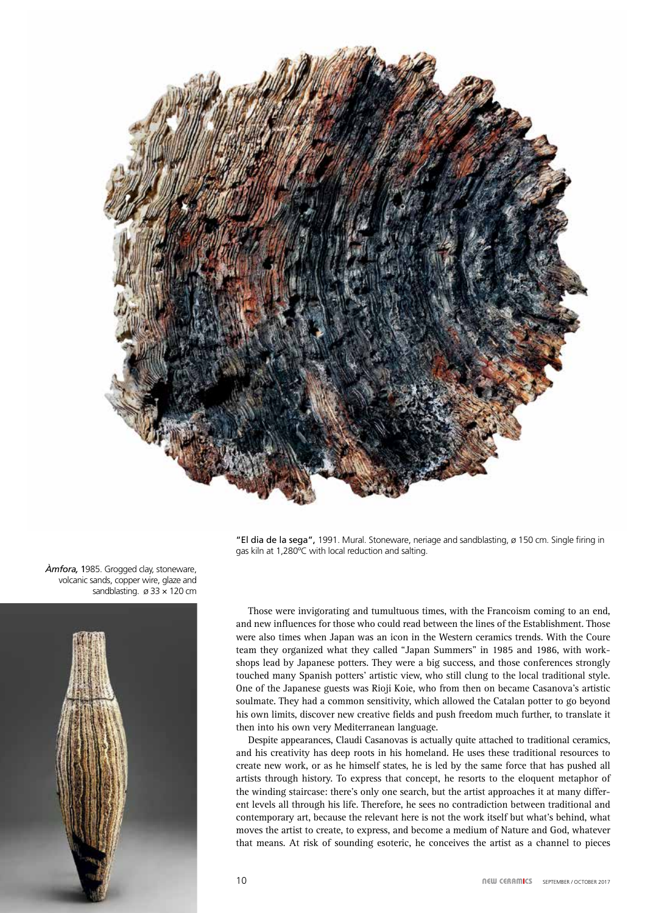"El dia de la sega", 1991. Mural. Stoneware, neriage and sandblasting, ø 150 cm. Single firing in gas kiln at 1,280ºC with local reduction and salting.

*Àmfora,* 1985. Grogged clay, stoneware, volcanic sands, copper wire, glaze and sandblasting. ø 33 × 120 cm

Those were invigorating and tumultuous times, with the Francoism coming to an end, and new influences for those who could read between the lines of the Establishment. Those were also times when Japan was an icon in the Western ceramics trends. With the Coure team they organized what they called "Japan Summers" in 1985 and 1986, with workshops lead by Japanese potters. They were a big success, and those conferences strongly touched many Spanish potters' artistic view, who still clung to the local traditional style. One of the Japanese guests was Rioji Koie, who from then on became Casanova's artistic soulmate. They had a common sensitivity, which allowed the Catalan potter to go beyond his own limits, discover new creative fields and push freedom much further, to translate it then into his own very Mediterranean language.

Despite appearances, Claudi Casanovas is actually quite attached to traditional ceramics, and his creativity has deep roots in his homeland. He uses these traditional resources to create new work, or as he himself states, he is led by the same force that has pushed all artists through history. To express that concept, he resorts to the eloquent metaphor of the winding staircase: there's only one search, but the artist approaches it at many different levels all through his life. Therefore, he sees no contradiction between traditional and contemporary art, because the relevant here is not the work itself but what's behind, what moves the artist to create, to express, and become a medium of Nature and God, whatever that means. At risk of sounding esoteric, he conceives the artist as a channel to pieces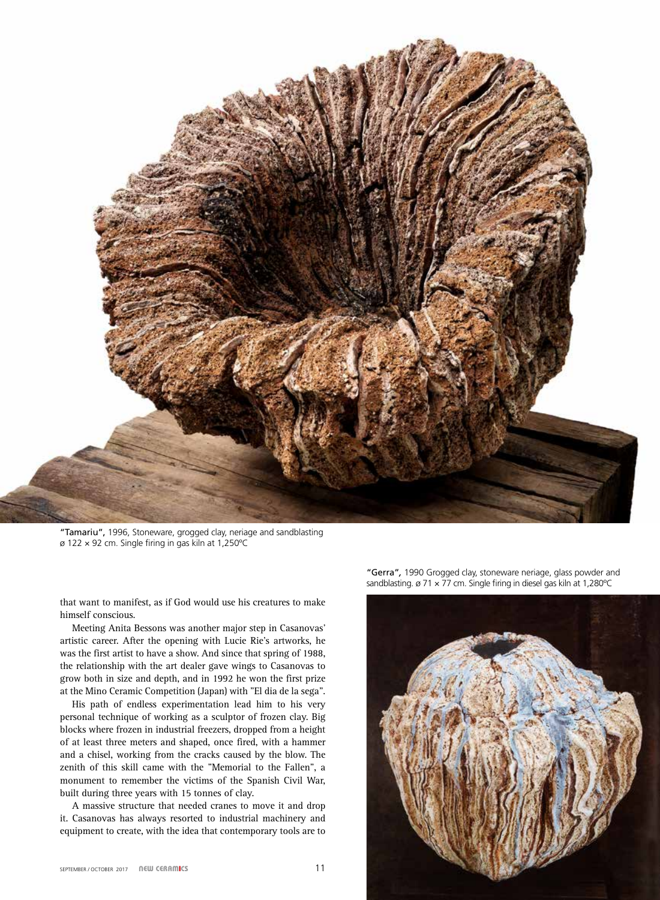"Tamariu", 1996, Stoneware, grogged clay, neriage and sandblasting ø 122 × 92 cm. Single firing in gas kiln at 1,250ºC

that want to manifest, as if God would use his creatures to make himself conscious.

Meeting Anita Bessons was another major step in Casanovas' artistic career. After the opening with Lucie Rie's artworks, he was the first artist to have a show. And since that spring of 1988, the relationship with the art dealer gave wings to Casanovas to grow both in size and depth, and in 1992 he won the first prize at the Mino Ceramic Competition (Japan) with "El dia de la sega".

His path of endless experimentation lead him to his very personal technique of working as a sculptor of frozen clay. Big blocks where frozen in industrial freezers, dropped from a height of at least three meters and shaped, once fired, with a hammer and a chisel, working from the cracks caused by the blow. The zenith of this skill came with the "Memorial to the Fallen", a monument to remember the victims of the Spanish Civil War, built during three years with 15 tonnes of clay.

A massive structure that needed cranes to move it and drop it. Casanovas has always resorted to industrial machinery and equipment to create, with the idea that contemporary tools are to

"Gerra", 1990 Grogged clay, stoneware neriage, glass powder and sandblasting. ø 71 × 77 cm. Single firing in diesel gas kiln at 1,280ºC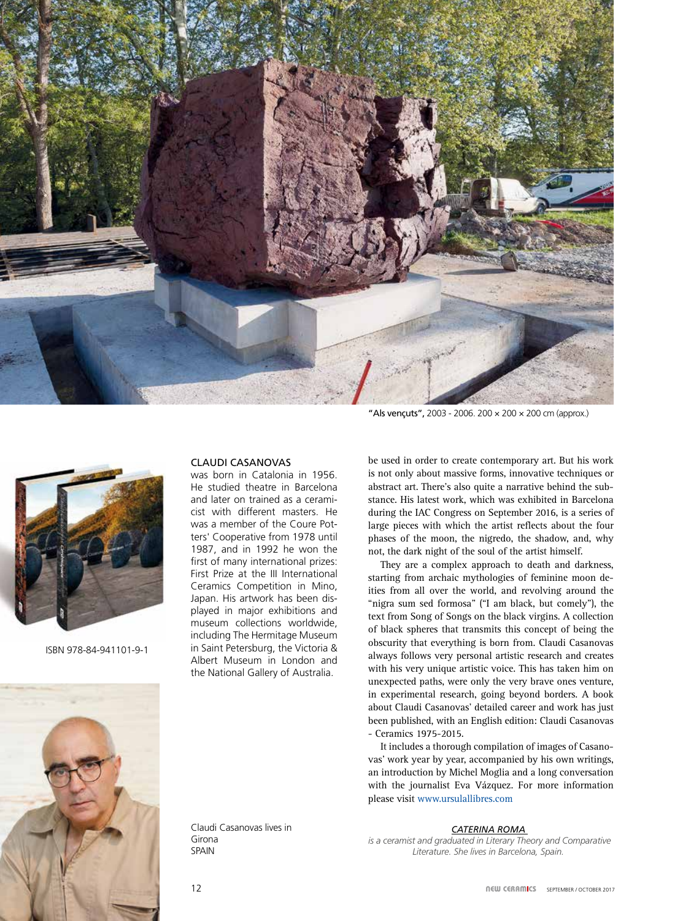"Als vençuts", 2003 - 2006. 200 × 200 × 200 cm (approx.)

ISBN 978-84-941101-9-1

## CLAUDI CASANOVAS

was born in Catalonia in 1956. He studied theatre in Barcelona and later on trained as a ceramicist with different masters. He was a member of the Coure Potters' Cooperative from 1978 until 1987, and in 1992 he won the first of many international prizes: First Prize at the III International Ceramics Competition in Mino, Japan. His artwork has been displayed in major exhibitions and museum collections worldwide, including The Hermitage Museum in Saint Petersburg, the Victoria & Albert Museum in London and the National Gallery of Australia.

Claudi Casanovas lives in
Girona
SPAIN

be used in order to create contemporary art. But his work is not only about massive forms, innovative techniques or abstract art. There's also quite a narrative behind the substance. His latest work, which was exhibited in Barcelona during the IAC Congress on September 2016, is a series of large pieces with which the artist reflects about the four phases of the moon, the nigredo, the shadow, and, why not, the dark night of the soul of the artist himself.

They are a complex approach to death and darkness, starting from archaic mythologies of feminine moon deities from all over the world, and revolving around the "nigra sum sed formosa" ("I am black, but comely"), the text from Song of Songs on the black virgins. A collection of black spheres that transmits this concept of being the obscurity that everything is born from. Claudi Casanovas always follows very personal artistic research and creates with his very unique artistic voice. This has taken him on unexpected paths, were only the very brave ones venture, in experimental research, going beyond borders. A book about Claudi Casanovas' detailed career and work has just been published, with an English edition: Claudi Casanovas - Ceramics 1975-2015.

It includes a thorough compilation of images of Casanovas' work year by year, accompanied by his own writings, an introduction by Michel Moglia and a long conversation with the journalist Eva Vázquez. For more information please visit www.ursulallibres.com

*CATERINA ROMA*
*is a ceramist and graduated in Literary Theory and Comparative Literature. She lives in Barcelona, Spain.*